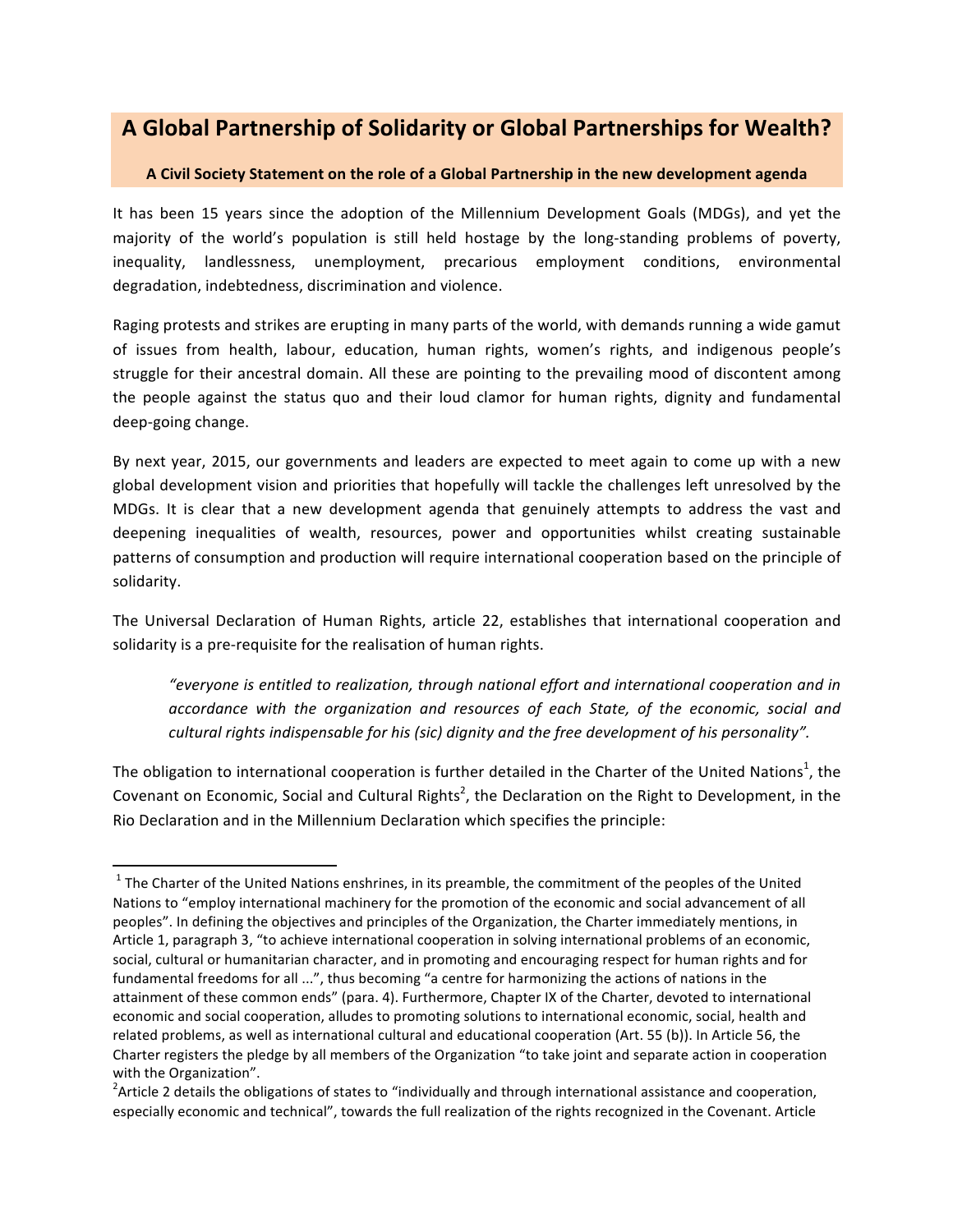# A Global Partnership of Solidarity or Global Partnerships for Wealth?

**A Civil Society Statement on the role of a Global Partnership in the new development agenda**

It has been 15 years since the adoption of the Millennium Development Goals (MDGs), and yet the majority of the world's population is still held hostage by the long-standing problems of poverty, inequality, landlessness, unemployment, precarious employment conditions, environmental degradation, indebtedness, discrimination and violence.

Raging protests and strikes are erupting in many parts of the world, with demands running a wide gamut of issues from health, labour, education, human rights, women's rights, and indigenous people's struggle for their ancestral domain. All these are pointing to the prevailing mood of discontent among the people against the status quo and their loud clamor for human rights, dignity and fundamental deep-going change.

By next year, 2015, our governments and leaders are expected to meet again to come up with a new global development vision and priorities that hopefully will tackle the challenges left unresolved by the MDGs. It is clear that a new development agenda that genuinely attempts to address the vast and deepening inequalities of wealth, resources, power and opportunities whilst creating sustainable patterns of consumption and production will require international cooperation based on the principle of solidarity.

The Universal Declaration of Human Rights, article 22, establishes that international cooperation and solidarity is a pre-requisite for the realisation of human rights.

> *"everyone is entitled to realization, through national effort and international cooperation and in accordance with the organization and resources of each State, of the economic, social and cultural rights indispensable for his (sic) dignity and the free development of his personality".*

The obligation to international cooperation is further detailed in the Charter of the United Nations[1], the Covenant on Economic, Social and Cultural Rights[2], the Declaration on the Right to Development, in the Rio Declaration and in the Millennium Declaration which specifies the principle:

---

[1] The Charter of the United Nations enshrines, in its preamble, the commitment of the peoples of the United Nations to "employ international machinery for the promotion of the economic and social advancement of all peoples". In defining the objectives and principles of the Organization, the Charter immediately mentions, in Article 1, paragraph 3, "to achieve international cooperation in solving international problems of an economic, social, cultural or humanitarian character, and in promoting and encouraging respect for human rights and for fundamental freedoms for all ...", thus becoming "a centre for harmonizing the actions of nations in the attainment of these common ends" (para. 4). Furthermore, Chapter IX of the Charter, devoted to international economic and social cooperation, alludes to promoting solutions to international economic, social, health and related problems, as well as international cultural and educational cooperation (Art. 55 (b)). In Article 56, the Charter registers the pledge by all members of the Organization "to take joint and separate action in cooperation with the Organization".

[2] Article 2 details the obligations of states to "individually and through international assistance and cooperation, especially economic and technical", towards the full realization of the rights recognized in the Covenant. Article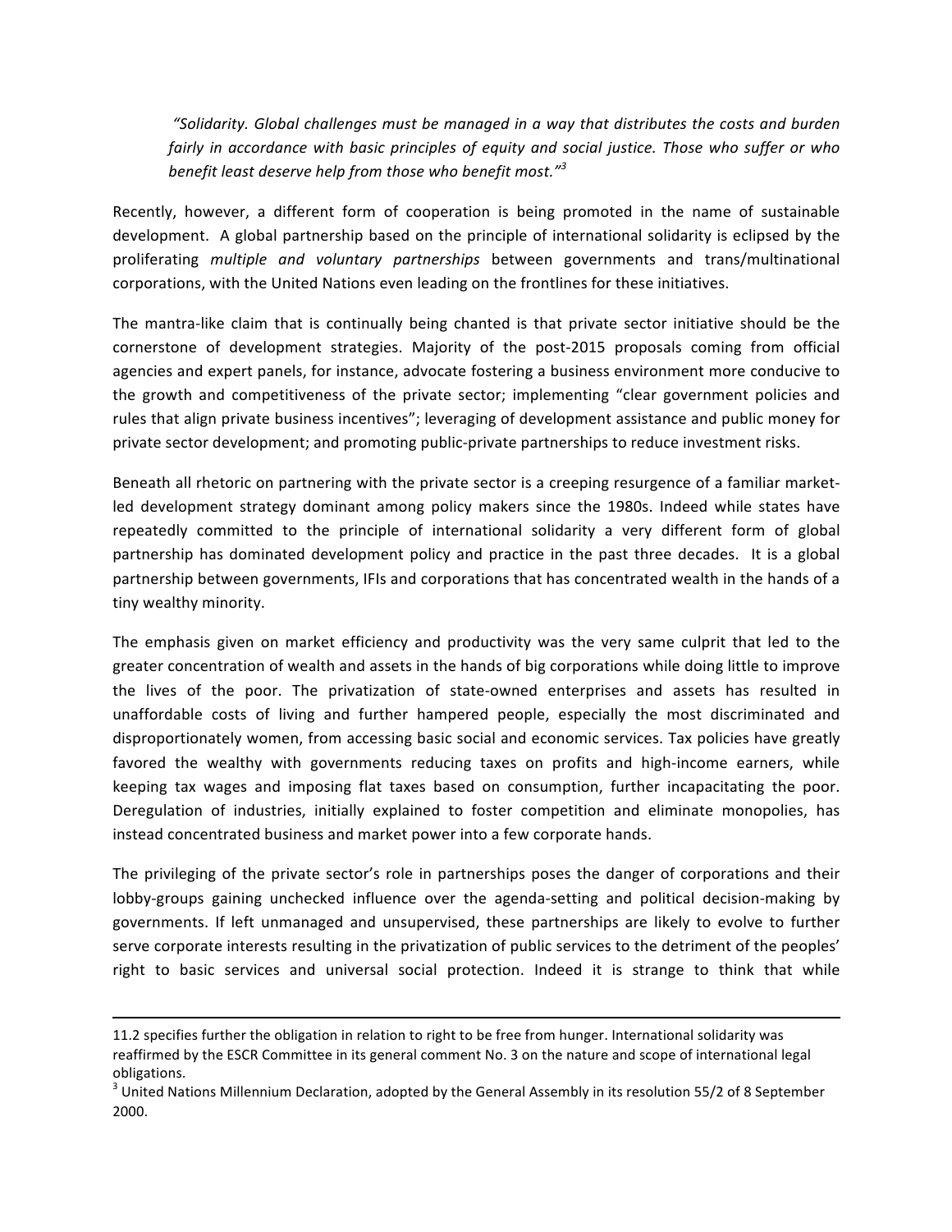*"Solidarity. Global challenges must be managed in a way that distributes the costs and burden fairly in accordance with basic principles of equity and social justice. Those who suffer or who benefit least deserve help from those who benefit most."*[3]

Recently, however, a different form of cooperation is being promoted in the name of sustainable development. A global partnership based on the principle of international solidarity is eclipsed by the proliferating *multiple and voluntary partnerships* between governments and trans/multinational corporations, with the United Nations even leading on the frontlines for these initiatives.

The mantra-like claim that is continually being chanted is that private sector initiative should be the cornerstone of development strategies. Majority of the post-2015 proposals coming from official agencies and expert panels, for instance, advocate fostering a business environment more conducive to the growth and competitiveness of the private sector; implementing "clear government policies and rules that align private business incentives"; leveraging of development assistance and public money for private sector development; and promoting public-private partnerships to reduce investment risks.

Beneath all rhetoric on partnering with the private sector is a creeping resurgence of a familiar market-led development strategy dominant among policy makers since the 1980s. Indeed while states have repeatedly committed to the principle of international solidarity a very different form of global partnership has dominated development policy and practice in the past three decades. It is a global partnership between governments, IFIs and corporations that has concentrated wealth in the hands of a tiny wealthy minority.

The emphasis given on market efficiency and productivity was the very same culprit that led to the greater concentration of wealth and assets in the hands of big corporations while doing little to improve the lives of the poor. The privatization of state-owned enterprises and assets has resulted in unaffordable costs of living and further hampered people, especially the most discriminated and disproportionately women, from accessing basic social and economic services. Tax policies have greatly favored the wealthy with governments reducing taxes on profits and high-income earners, while keeping tax wages and imposing flat taxes based on consumption, further incapacitating the poor. Deregulation of industries, initially explained to foster competition and eliminate monopolies, has instead concentrated business and market power into a few corporate hands.

The privileging of the private sector's role in partnerships poses the danger of corporations and their lobby-groups gaining unchecked influence over the agenda-setting and political decision-making by governments. If left unmanaged and unsupervised, these partnerships are likely to evolve to further serve corporate interests resulting in the privatization of public services to the detriment of the peoples' right to basic services and universal social protection. Indeed it is strange to think that while

---

11.2 specifies further the obligation in relation to right to be free from hunger. International solidarity was reaffirmed by the ESCR Committee in its general comment No. 3 on the nature and scope of international legal obligations.

[3] United Nations Millennium Declaration, adopted by the General Assembly in its resolution 55/2 of 8 September 2000.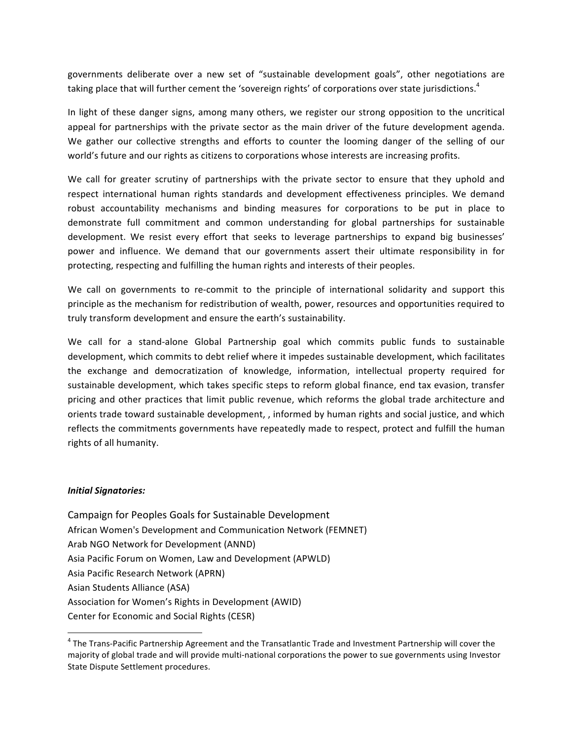governments deliberate over a new set of "sustainable development goals", other negotiations are taking place that will further cement the 'sovereign rights' of corporations over state jurisdictions.[4]

In light of these danger signs, among many others, we register our strong opposition to the uncritical appeal for partnerships with the private sector as the main driver of the future development agenda. We gather our collective strengths and efforts to counter the looming danger of the selling of our world's future and our rights as citizens to corporations whose interests are increasing profits.

We call for greater scrutiny of partnerships with the private sector to ensure that they uphold and respect international human rights standards and development effectiveness principles. We demand robust accountability mechanisms and binding measures for corporations to be put in place to demonstrate full commitment and common understanding for global partnerships for sustainable development. We resist every effort that seeks to leverage partnerships to expand big businesses' power and influence. We demand that our governments assert their ultimate responsibility in for protecting, respecting and fulfilling the human rights and interests of their peoples.

We call on governments to re-commit to the principle of international solidarity and support this principle as the mechanism for redistribution of wealth, power, resources and opportunities required to truly transform development and ensure the earth's sustainability.

We call for a stand-alone Global Partnership goal which commits public funds to sustainable development, which commits to debt relief where it impedes sustainable development, which facilitates the exchange and democratization of knowledge, information, intellectual property required for sustainable development, which takes specific steps to reform global finance, end tax evasion, transfer pricing and other practices that limit public revenue, which reforms the global trade architecture and orients trade toward sustainable development, , informed by human rights and social justice, and which reflects the commitments governments have repeatedly made to respect, protect and fulfill the human rights of all humanity.

***Initial Signatories:***

Campaign for Peoples Goals for Sustainable Development
African Women's Development and Communication Network (FEMNET)
Arab NGO Network for Development (ANND)
Asia Pacific Forum on Women, Law and Development (APWLD)
Asia Pacific Research Network (APRN)
Asian Students Alliance (ASA)
Association for Women's Rights in Development (AWID)
Center for Economic and Social Rights (CESR)

---

[4] The Trans-Pacific Partnership Agreement and the Transatlantic Trade and Investment Partnership will cover the majority of global trade and will provide multi-national corporations the power to sue governments using Investor State Dispute Settlement procedures.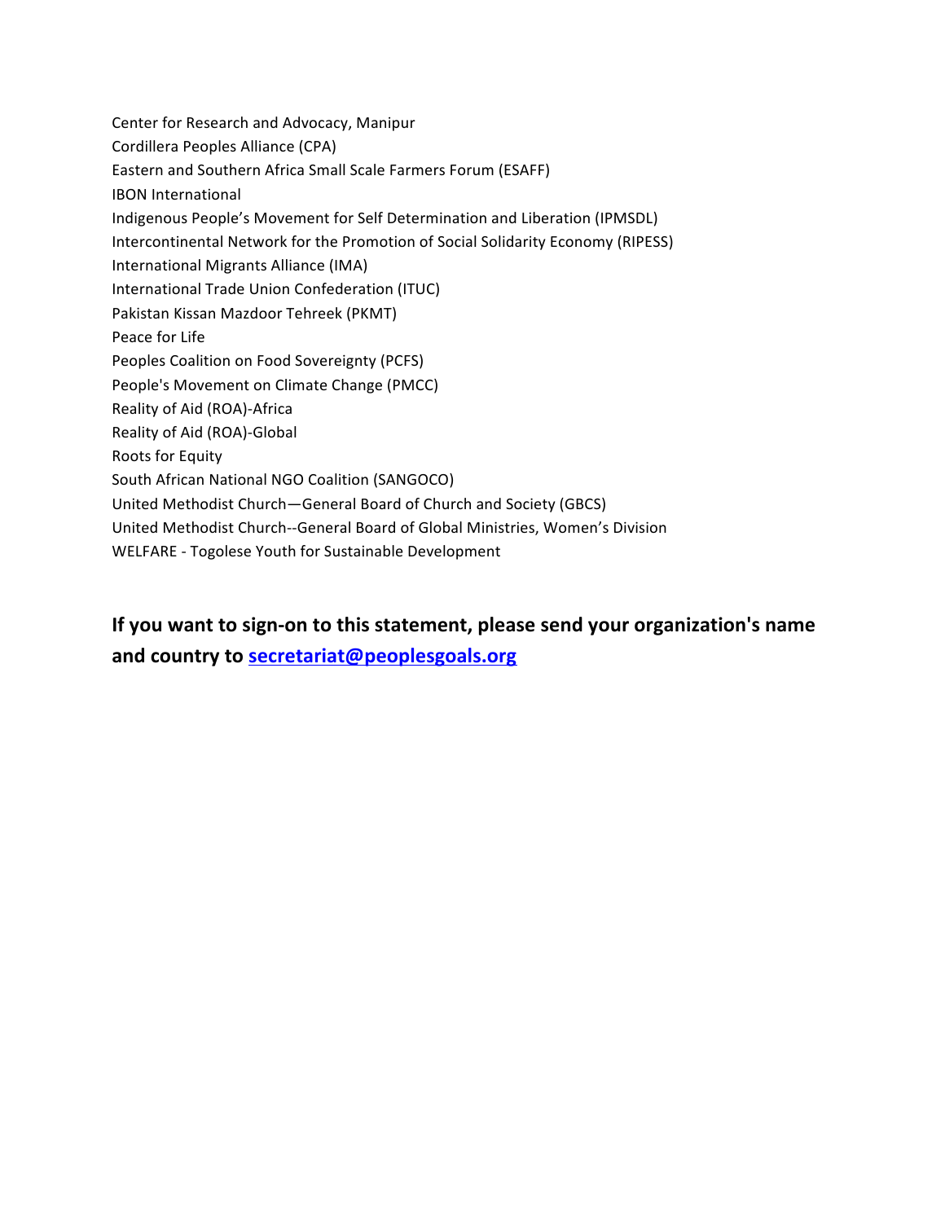Center for Research and Advocacy, Manipur
Cordillera Peoples Alliance (CPA)
Eastern and Southern Africa Small Scale Farmers Forum (ESAFF)
IBON International
Indigenous People's Movement for Self Determination and Liberation (IPMSDL)
Intercontinental Network for the Promotion of Social Solidarity Economy (RIPESS)
International Migrants Alliance (IMA)
International Trade Union Confederation (ITUC)
Pakistan Kissan Mazdoor Tehreek (PKMT)
Peace for Life
Peoples Coalition on Food Sovereignty (PCFS)
People's Movement on Climate Change (PMCC)
Reality of Aid (ROA)-Africa
Reality of Aid (ROA)-Global
Roots for Equity
South African National NGO Coalition (SANGOCO)
United Methodist Church—General Board of Church and Society (GBCS)
United Methodist Church--General Board of Global Ministries, Women's Division
WELFARE - Togolese Youth for Sustainable Development

**If you want to sign-on to this statement, please send your organization's name and country to [secretariat@peoplesgoals.org](mailto:secretariat@peoplesgoals.org)**